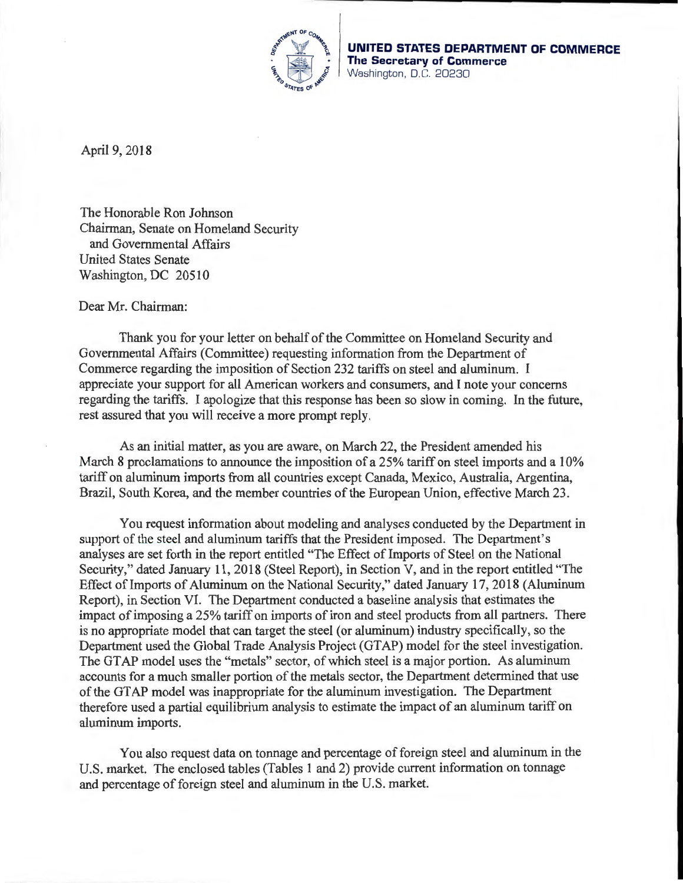**UNITED STATES DEPARTMENT OF COMMERCE**
**The Secretary of Commerce**
Washington, D.C. 20230

April 9, 2018

The Honorable Ron Johnson
Chairman, Senate on Homeland Security
and Governmental Affairs
United States Senate
Washington, DC 20510

Dear Mr. Chairman:

Thank you for your letter on behalf of the Committee on Homeland Security and Governmental Affairs (Committee) requesting information from the Department of Commerce regarding the imposition of Section 232 tariffs on steel and aluminum. I appreciate your support for all American workers and consumers, and I note your concerns regarding the tariffs. I apologize that this response has been so slow in coming. In the future, rest assured that you will receive a more prompt reply.

As an initial matter, as you are aware, on March 22, the President amended his March 8 proclamations to announce the imposition of a 25% tariff on steel imports and a 10% tariff on aluminum imports from all countries except Canada, Mexico, Australia, Argentina, Brazil, South Korea, and the member countries of the European Union, effective March 23.

You request information about modeling and analyses conducted by the Department in support of the steel and aluminum tariffs that the President imposed. The Department's analyses are set forth in the report entitled "The Effect of Imports of Steel on the National Security," dated January 11, 2018 (Steel Report), in Section V, and in the report entitled "The Effect of Imports of Aluminum on the National Security," dated January 17, 2018 (Aluminum Report), in Section VI. The Department conducted a baseline analysis that estimates the impact of imposing a 25% tariff on imports of iron and steel products from all partners. There is no appropriate model that can target the steel (or aluminum) industry specifically, so the Department used the Global Trade Analysis Project (GTAP) model for the steel investigation. The GTAP model uses the "metals" sector, of which steel is a major portion. As aluminum accounts for a much smaller portion of the metals sector, the Department determined that use of the GTAP model was inappropriate for the aluminum investigation. The Department therefore used a partial equilibrium analysis to estimate the impact of an aluminum tariff on aluminum imports.

You also request data on tonnage and percentage of foreign steel and aluminum in the U.S. market. The enclosed tables (Tables 1 and 2) provide current information on tonnage and percentage of foreign steel and aluminum in the U.S. market.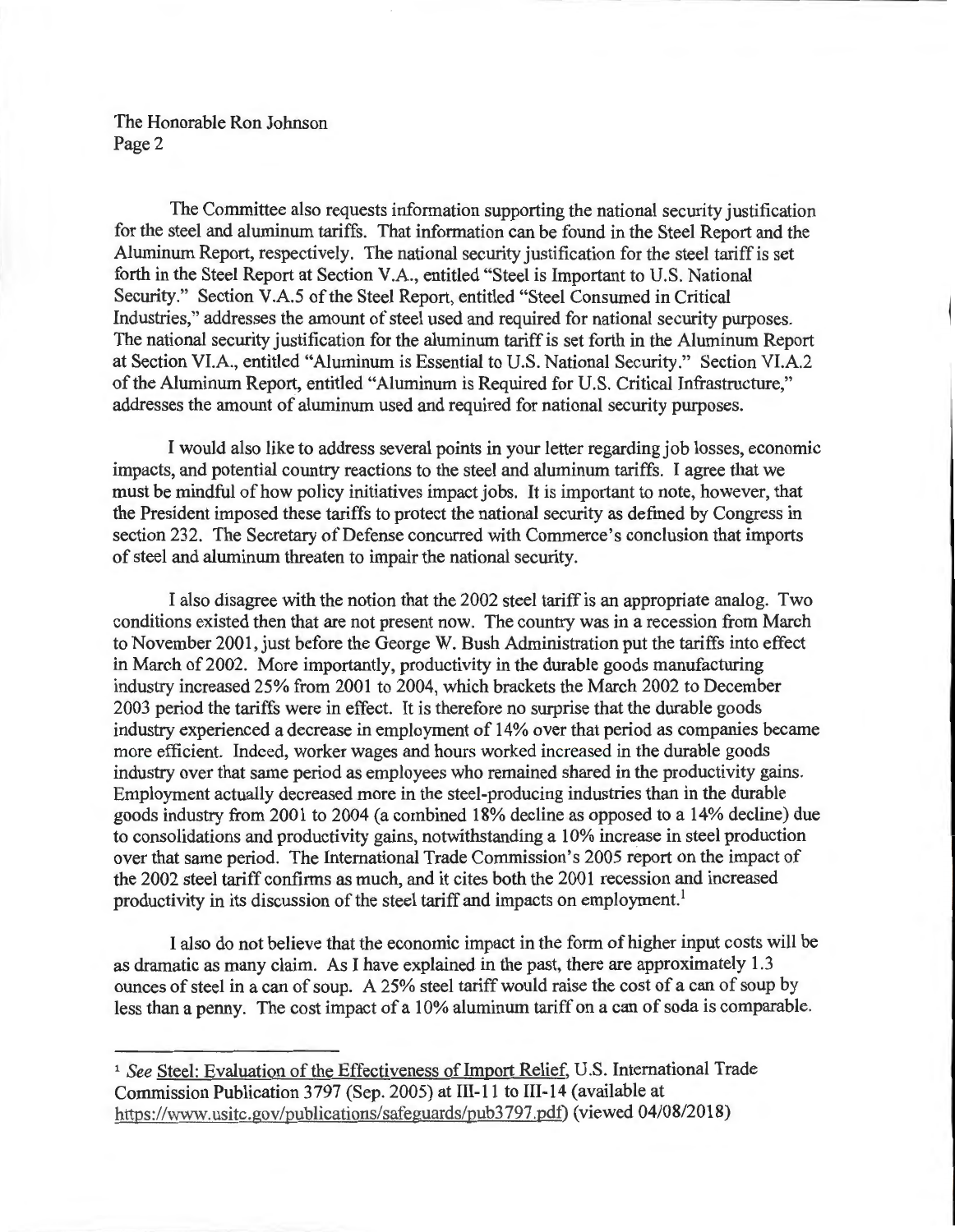The Honorable Ron Johnson
Page 2

The Committee also requests information supporting the national security justification for the steel and aluminum tariffs. That information can be found in the Steel Report and the Aluminum Report, respectively. The national security justification for the steel tariff is set forth in the Steel Report at Section V.A., entitled "Steel is Important to U.S. National Security." Section V.A.5 of the Steel Report, entitled "Steel Consumed in Critical Industries," addresses the amount of steel used and required for national security purposes. The national security justification for the aluminum tariff is set forth in the Aluminum Report at Section VI.A., entitled "Aluminum is Essential to U.S. National Security." Section VI.A.2 of the Aluminum Report, entitled "Aluminum is Required for U.S. Critical Infrastructure," addresses the amount of aluminum used and required for national security purposes.

I would also like to address several points in your letter regarding job losses, economic impacts, and potential country reactions to the steel and aluminum tariffs. I agree that we must be mindful of how policy initiatives impact jobs. It is important to note, however, that the President imposed these tariffs to protect the national security as defined by Congress in section 232. The Secretary of Defense concurred with Commerce's conclusion that imports of steel and aluminum threaten to impair the national security.

I also disagree with the notion that the 2002 steel tariff is an appropriate analog. Two conditions existed then that are not present now. The country was in a recession from March to November 2001, just before the George W. Bush Administration put the tariffs into effect in March of 2002. More importantly, productivity in the durable goods manufacturing industry increased 25% from 2001 to 2004, which brackets the March 2002 to December 2003 period the tariffs were in effect. It is therefore no surprise that the durable goods industry experienced a decrease in employment of 14% over that period as companies became more efficient. Indeed, worker wages and hours worked increased in the durable goods industry over that same period as employees who remained shared in the productivity gains. Employment actually decreased more in the steel-producing industries than in the durable goods industry from 2001 to 2004 (a combined 18% decline as opposed to a 14% decline) due to consolidations and productivity gains, notwithstanding a 10% increase in steel production over that same period. The International Trade Commission's 2005 report on the impact of the 2002 steel tariff confirms as much, and it cites both the 2001 recession and increased productivity in its discussion of the steel tariff and impacts on employment.[1]

I also do not believe that the economic impact in the form of higher input costs will be as dramatic as many claim. As I have explained in the past, there are approximately 1.3 ounces of steel in a can of soup. A 25% steel tariff would raise the cost of a can of soup by less than a penny. The cost impact of a 10% aluminum tariff on a can of soda is comparable.

---

[1] *See* Steel: Evaluation of the Effectiveness of Import Relief, U.S. International Trade Commission Publication 3797 (Sep. 2005) at III-11 to III-14 (available at https://www.usitc.gov/publications/safeguards/pub3797.pdf) (viewed 04/08/2018)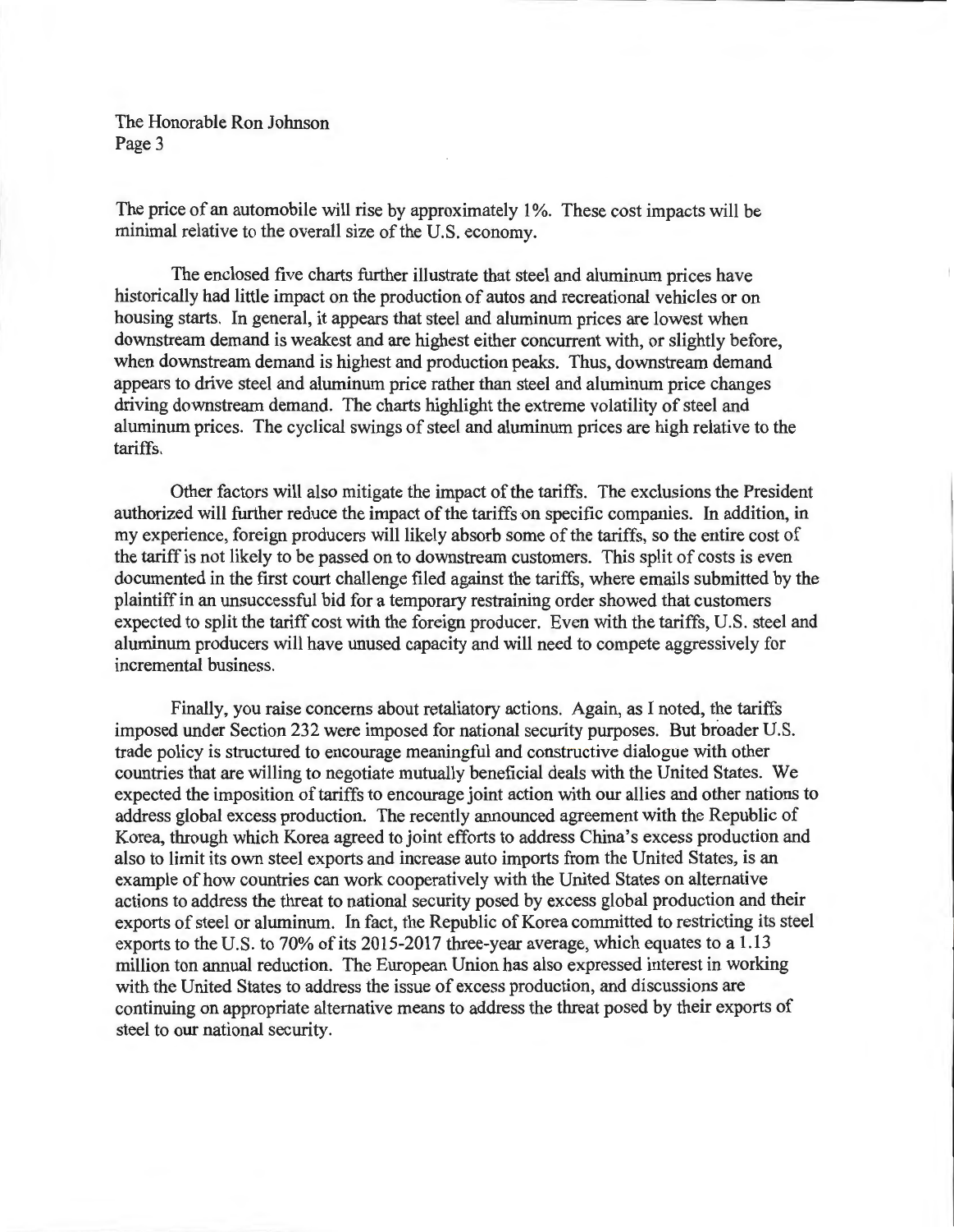The price of an automobile will rise by approximately 1%. These cost impacts will be minimal relative to the overall size of the U.S. economy.

The enclosed five charts further illustrate that steel and aluminum prices have historically had little impact on the production of autos and recreational vehicles or on housing starts. In general, it appears that steel and aluminum prices are lowest when downstream demand is weakest and are highest either concurrent with, or slightly before, when downstream demand is highest and production peaks. Thus, downstream demand appears to drive steel and aluminum price rather than steel and aluminum price changes driving downstream demand. The charts highlight the extreme volatility of steel and aluminum prices. The cyclical swings of steel and aluminum prices are high relative to the tariffs.

Other factors will also mitigate the impact of the tariffs. The exclusions the President authorized will further reduce the impact of the tariffs on specific companies. In addition, in my experience, foreign producers will likely absorb some of the tariffs, so the entire cost of the tariff is not likely to be passed on to downstream customers. This split of costs is even documented in the first court challenge filed against the tariffs, where emails submitted by the plaintiff in an unsuccessful bid for a temporary restraining order showed that customers expected to split the tariff cost with the foreign producer. Even with the tariffs, U.S. steel and aluminum producers will have unused capacity and will need to compete aggressively for incremental business.

Finally, you raise concerns about retaliatory actions. Again, as I noted, the tariffs imposed under Section 232 were imposed for national security purposes. But broader U.S. trade policy is structured to encourage meaningful and constructive dialogue with other countries that are willing to negotiate mutually beneficial deals with the United States. We expected the imposition of tariffs to encourage joint action with our allies and other nations to address global excess production. The recently announced agreement with the Republic of Korea, through which Korea agreed to joint efforts to address China's excess production and also to limit its own steel exports and increase auto imports from the United States, is an example of how countries can work cooperatively with the United States on alternative actions to address the threat to national security posed by excess global production and their exports of steel or aluminum. In fact, the Republic of Korea committed to restricting its steel exports to the U.S. to 70% of its 2015-2017 three-year average, which equates to a 1.13 million ton annual reduction. The European Union has also expressed interest in working with the United States to address the issue of excess production, and discussions are continuing on appropriate alternative means to address the threat posed by their exports of steel to our national security.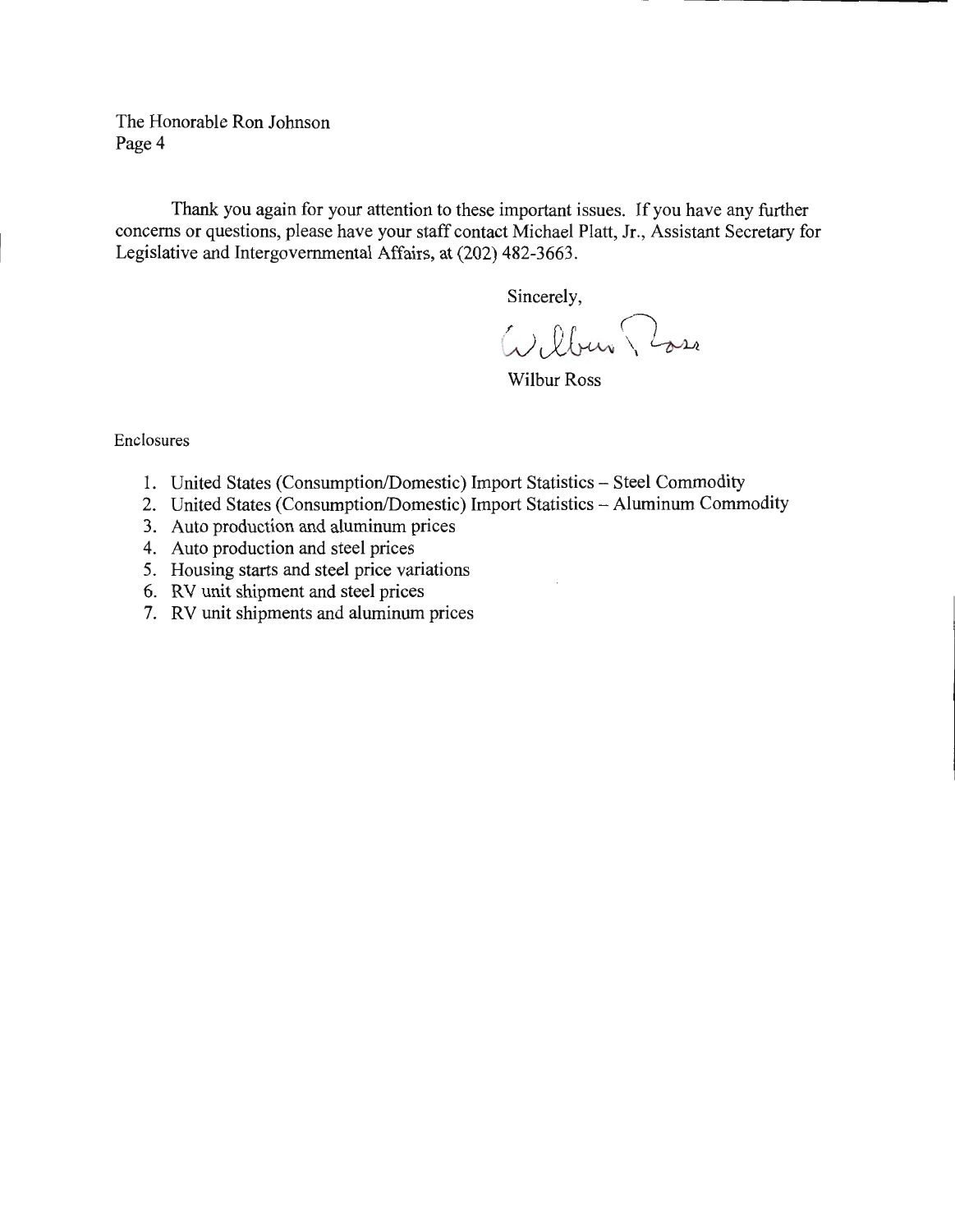The Honorable Ron Johnson
Page 4

Thank you again for your attention to these important issues. If you have any further concerns or questions, please have your staff contact Michael Platt, Jr., Assistant Secretary for Legislative and Intergovernmental Affairs, at (202) 482-3663.

Sincerely,

Wilbur Ross

Enclosures

1. United States (Consumption/Domestic) Import Statistics – Steel Commodity
2. United States (Consumption/Domestic) Import Statistics – Aluminum Commodity
3. Auto production and aluminum prices
4. Auto production and steel prices
5. Housing starts and steel price variations
6. RV unit shipment and steel prices
7. RV unit shipments and aluminum prices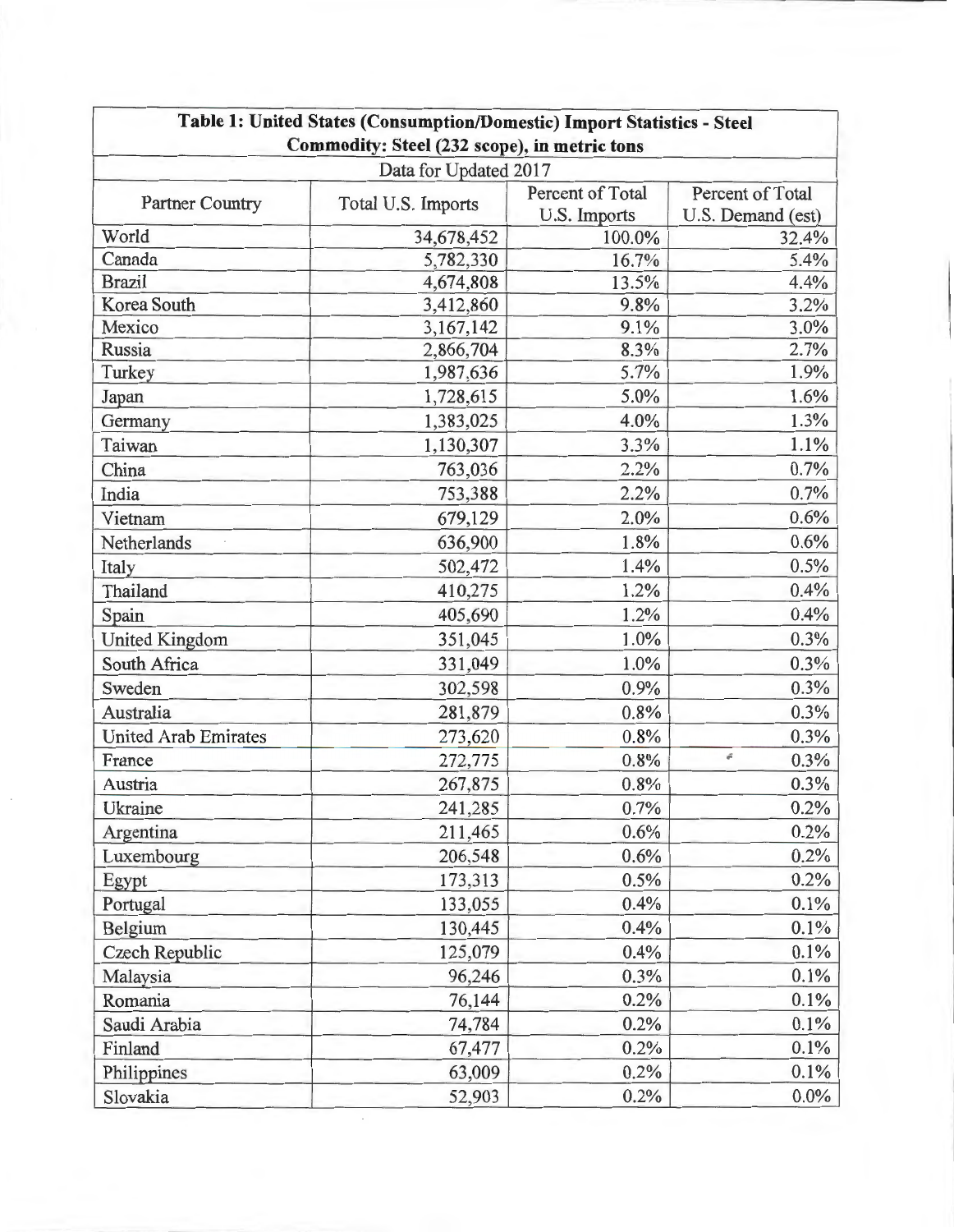| Table 1: United States (Consumption/Domestic) Import Statistics - Steel Commodity: Steel (232 scope), in metric tons | | | |
|---|---|---|---|
| Data for Updated 2017 | | | |
| Partner Country | Total U.S. Imports | Percent of Total U.S. Imports | Percent of Total U.S. Demand (est) |
| World | 34,678,452 | 100.0% | 32.4% |
| Canada | 5,782,330 | 16.7% | 5.4% |
| Brazil | 4,674,808 | 13.5% | 4.4% |
| Korea South | 3,412,860 | 9.8% | 3.2% |
| Mexico | 3,167,142 | 9.1% | 3.0% |
| Russia | 2,866,704 | 8.3% | 2.7% |
| Turkey | 1,987,636 | 5.7% | 1.9% |
| Japan | 1,728,615 | 5.0% | 1.6% |
| Germany | 1,383,025 | 4.0% | 1.3% |
| Taiwan | 1,130,307 | 3.3% | 1.1% |
| China | 763,036 | 2.2% | 0.7% |
| India | 753,388 | 2.2% | 0.7% |
| Vietnam | 679,129 | 2.0% | 0.6% |
| Netherlands | 636,900 | 1.8% | 0.6% |
| Italy | 502,472 | 1.4% | 0.5% |
| Thailand | 410,275 | 1.2% | 0.4% |
| Spain | 405,690 | 1.2% | 0.4% |
| United Kingdom | 351,045 | 1.0% | 0.3% |
| South Africa | 331,049 | 1.0% | 0.3% |
| Sweden | 302,598 | 0.9% | 0.3% |
| Australia | 281,879 | 0.8% | 0.3% |
| United Arab Emirates | 273,620 | 0.8% | 0.3% |
| France | 272,775 | 0.8% | 0.3% |
| Austria | 267,875 | 0.8% | 0.3% |
| Ukraine | 241,285 | 0.7% | 0.2% |
| Argentina | 211,465 | 0.6% | 0.2% |
| Luxembourg | 206,548 | 0.6% | 0.2% |
| Egypt | 173,313 | 0.5% | 0.2% |
| Portugal | 133,055 | 0.4% | 0.1% |
| Belgium | 130,445 | 0.4% | 0.1% |
| Czech Republic | 125,079 | 0.4% | 0.1% |
| Malaysia | 96,246 | 0.3% | 0.1% |
| Romania | 76,144 | 0.2% | 0.1% |
| Saudi Arabia | 74,784 | 0.2% | 0.1% |
| Finland | 67,477 | 0.2% | 0.1% |
| Philippines | 63,009 | 0.2% | 0.1% |
| Slovakia | 52,903 | 0.2% | 0.0% |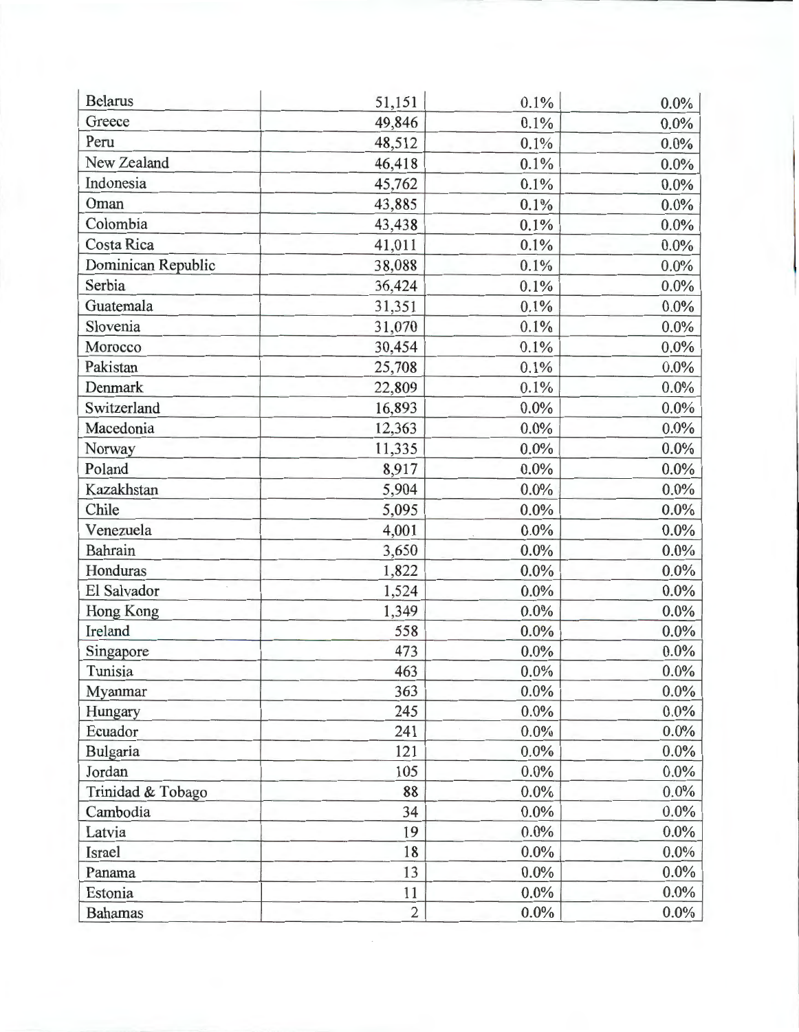| | | | |
|---|---|---|---|
| Belarus | 51,151 | 0.1% | 0.0% |
| Greece | 49,846 | 0.1% | 0.0% |
| Peru | 48,512 | 0.1% | 0.0% |
| New Zealand | 46,418 | 0.1% | 0.0% |
| Indonesia | 45,762 | 0.1% | 0.0% |
| Oman | 43,885 | 0.1% | 0.0% |
| Colombia | 43,438 | 0.1% | 0.0% |
| Costa Rica | 41,011 | 0.1% | 0.0% |
| Dominican Republic | 38,088 | 0.1% | 0.0% |
| Serbia | 36,424 | 0.1% | 0.0% |
| Guatemala | 31,351 | 0.1% | 0.0% |
| Slovenia | 31,070 | 0.1% | 0.0% |
| Morocco | 30,454 | 0.1% | 0.0% |
| Pakistan | 25,708 | 0.1% | 0.0% |
| Denmark | 22,809 | 0.1% | 0.0% |
| Switzerland | 16,893 | 0.0% | 0.0% |
| Macedonia | 12,363 | 0.0% | 0.0% |
| Norway | 11,335 | 0.0% | 0.0% |
| Poland | 8,917 | 0.0% | 0.0% |
| Kazakhstan | 5,904 | 0.0% | 0.0% |
| Chile | 5,095 | 0.0% | 0.0% |
| Venezuela | 4,001 | 0.0% | 0.0% |
| Bahrain | 3,650 | 0.0% | 0.0% |
| Honduras | 1,822 | 0.0% | 0.0% |
| El Salvador | 1,524 | 0.0% | 0.0% |
| Hong Kong | 1,349 | 0.0% | 0.0% |
| Ireland | 558 | 0.0% | 0.0% |
| Singapore | 473 | 0.0% | 0.0% |
| Tunisia | 463 | 0.0% | 0.0% |
| Myanmar | 363 | 0.0% | 0.0% |
| Hungary | 245 | 0.0% | 0.0% |
| Ecuador | 241 | 0.0% | 0.0% |
| Bulgaria | 121 | 0.0% | 0.0% |
| Jordan | 105 | 0.0% | 0.0% |
| Trinidad & Tobago | 88 | 0.0% | 0.0% |
| Cambodia | 34 | 0.0% | 0.0% |
| Latvia | 19 | 0.0% | 0.0% |
| Israel | 18 | 0.0% | 0.0% |
| Panama | 13 | 0.0% | 0.0% |
| Estonia | 11 | 0.0% | 0.0% |
| Bahamas | 2 | 0.0% | 0.0% |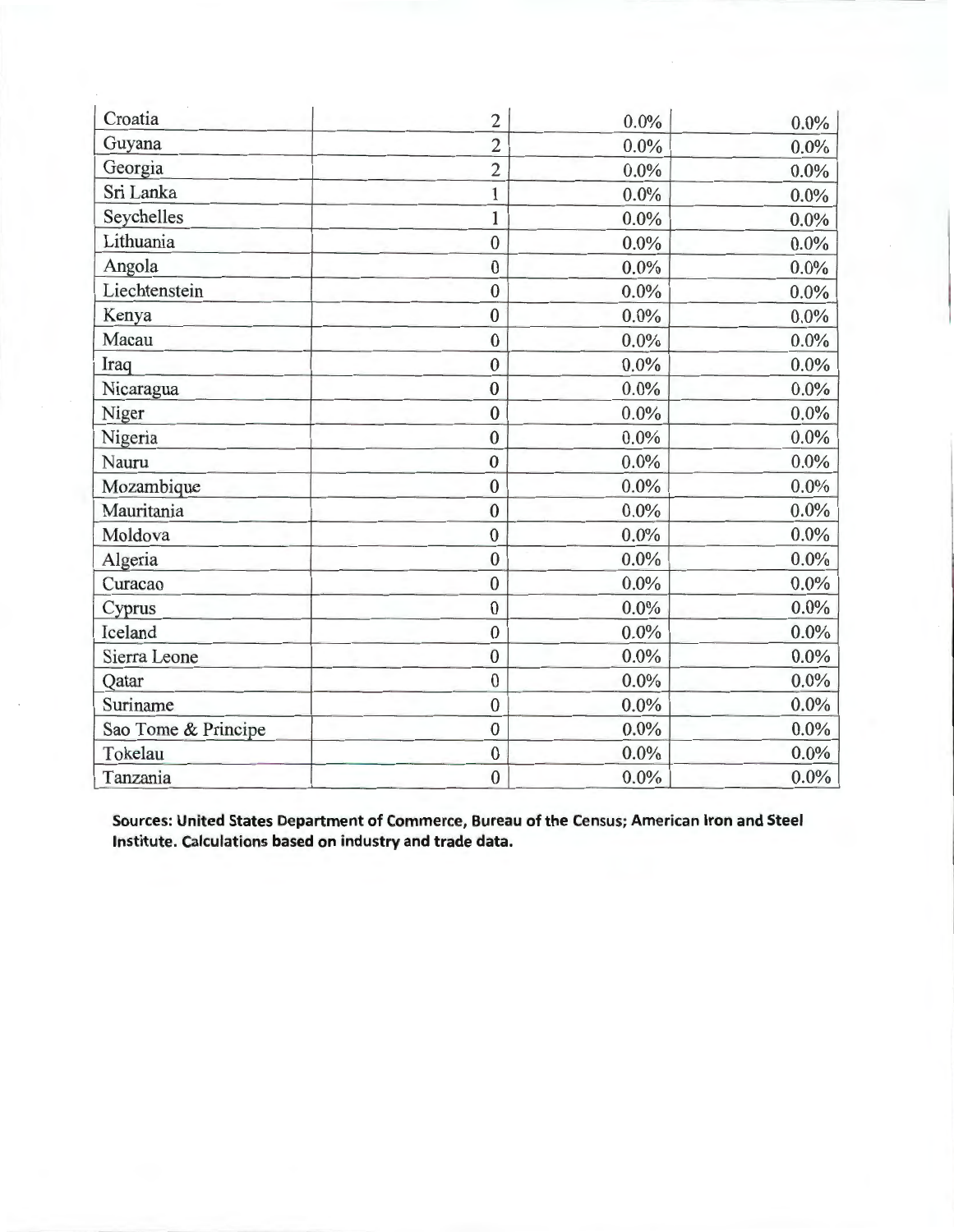| Croatia | 2 | 0.0% | 0.0% |
|---|---|---|---|
| Guyana | 2 | 0.0% | 0.0% |
| Georgia | 2 | 0.0% | 0.0% |
| Sri Lanka | 1 | 0.0% | 0.0% |
| Seychelles | 1 | 0.0% | 0.0% |
| Lithuania | 0 | 0.0% | 0.0% |
| Angola | 0 | 0.0% | 0.0% |
| Liechtenstein | 0 | 0.0% | 0.0% |
| Kenya | 0 | 0.0% | 0.0% |
| Macau | 0 | 0.0% | 0.0% |
| Iraq | 0 | 0.0% | 0.0% |
| Nicaragua | 0 | 0.0% | 0.0% |
| Niger | 0 | 0.0% | 0.0% |
| Nigeria | 0 | 0.0% | 0.0% |
| Nauru | 0 | 0.0% | 0.0% |
| Mozambique | 0 | 0.0% | 0.0% |
| Mauritania | 0 | 0.0% | 0.0% |
| Moldova | 0 | 0.0% | 0.0% |
| Algeria | 0 | 0.0% | 0.0% |
| Curacao | 0 | 0.0% | 0.0% |
| Cyprus | 0 | 0.0% | 0.0% |
| Iceland | 0 | 0.0% | 0.0% |
| Sierra Leone | 0 | 0.0% | 0.0% |
| Qatar | 0 | 0.0% | 0.0% |
| Suriname | 0 | 0.0% | 0.0% |
| Sao Tome & Principe | 0 | 0.0% | 0.0% |
| Tokelau | 0 | 0.0% | 0.0% |
| Tanzania | 0 | 0.0% | 0.0% |

**Sources: United States Department of Commerce, Bureau of the Census; American Iron and Steel Institute. Calculations based on industry and trade data.**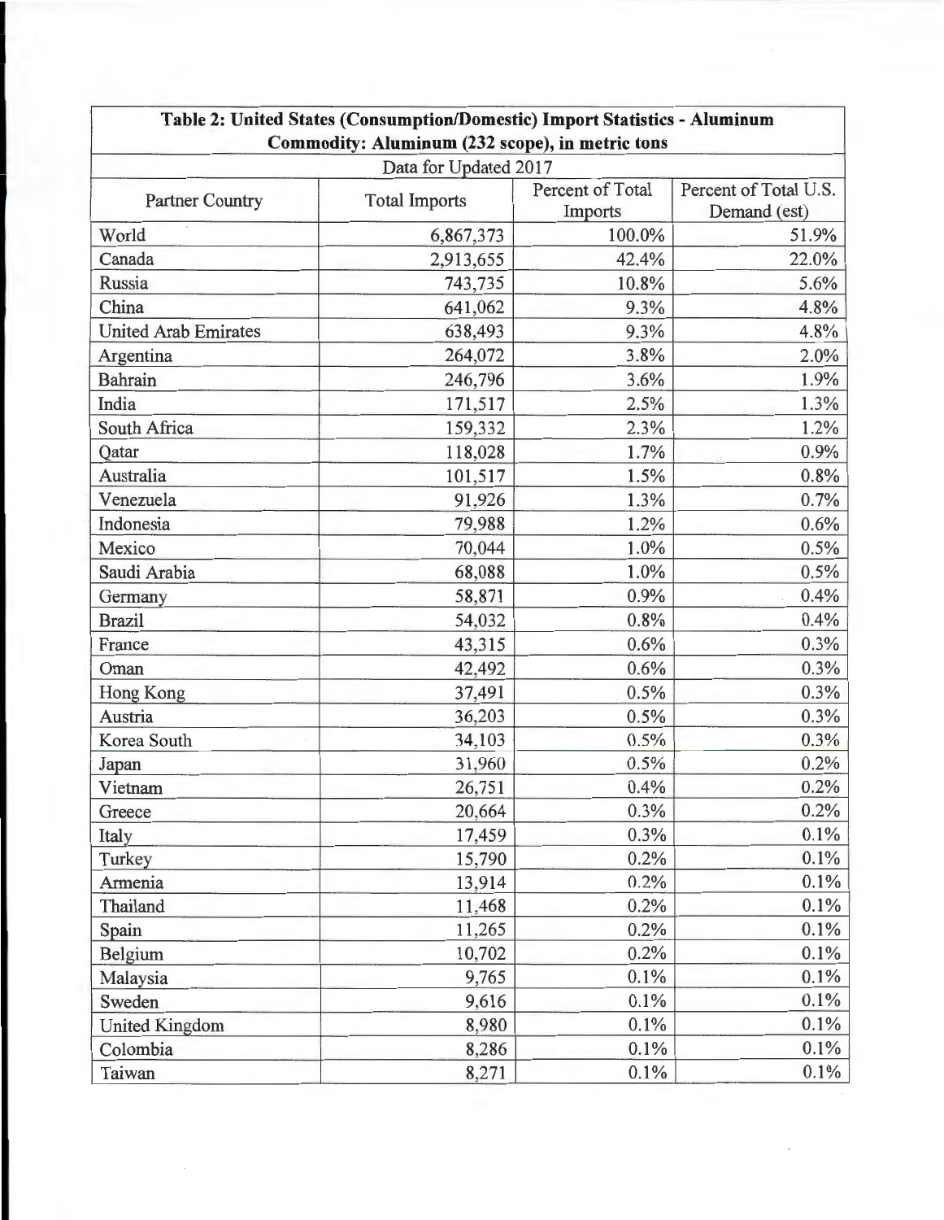**Table 2: United States (Consumption/Domestic) Import Statistics - Aluminum**
**Commodity: Aluminum (232 scope), in metric tons**

Data for Updated 2017

| Partner Country | Total Imports | Percent of Total Imports | Percent of Total U.S. Demand (est) |
|---|---|---|---|
| World | 6,867,373 | 100.0% | 51.9% |
| Canada | 2,913,655 | 42.4% | 22.0% |
| Russia | 743,735 | 10.8% | 5.6% |
| China | 641,062 | 9.3% | 4.8% |
| United Arab Emirates | 638,493 | 9.3% | 4.8% |
| Argentina | 264,072 | 3.8% | 2.0% |
| Bahrain | 246,796 | 3.6% | 1.9% |
| India | 171,517 | 2.5% | 1.3% |
| South Africa | 159,332 | 2.3% | 1.2% |
| Qatar | 118,028 | 1.7% | 0.9% |
| Australia | 101,517 | 1.5% | 0.8% |
| Venezuela | 91,926 | 1.3% | 0.7% |
| Indonesia | 79,988 | 1.2% | 0.6% |
| Mexico | 70,044 | 1.0% | 0.5% |
| Saudi Arabia | 68,088 | 1.0% | 0.5% |
| Germany | 58,871 | 0.9% | 0.4% |
| Brazil | 54,032 | 0.8% | 0.4% |
| France | 43,315 | 0.6% | 0.3% |
| Oman | 42,492 | 0.6% | 0.3% |
| Hong Kong | 37,491 | 0.5% | 0.3% |
| Austria | 36,203 | 0.5% | 0.3% |
| Korea South | 34,103 | 0.5% | 0.3% |
| Japan | 31,960 | 0.5% | 0.2% |
| Vietnam | 26,751 | 0.4% | 0.2% |
| Greece | 20,664 | 0.3% | 0.2% |
| Italy | 17,459 | 0.3% | 0.1% |
| Turkey | 15,790 | 0.2% | 0.1% |
| Armenia | 13,914 | 0.2% | 0.1% |
| Thailand | 11,468 | 0.2% | 0.1% |
| Spain | 11,265 | 0.2% | 0.1% |
| Belgium | 10,702 | 0.2% | 0.1% |
| Malaysia | 9,765 | 0.1% | 0.1% |
| Sweden | 9,616 | 0.1% | 0.1% |
| United Kingdom | 8,980 | 0.1% | 0.1% |
| Colombia | 8,286 | 0.1% | 0.1% |
| Taiwan | 8,271 | 0.1% | 0.1% |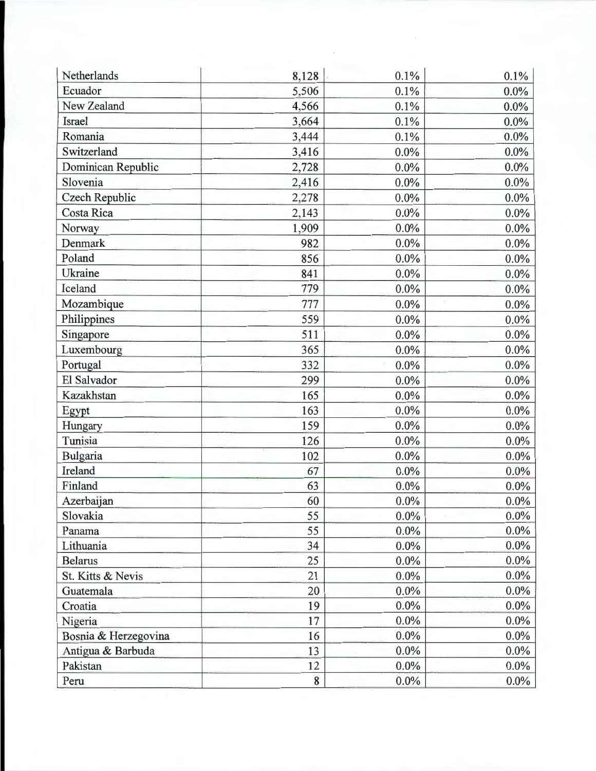| | | | |
|---|---|---|---|
| Netherlands | 8,128 | 0.1% | 0.1% |
| Ecuador | 5,506 | 0.1% | 0.0% |
| New Zealand | 4,566 | 0.1% | 0.0% |
| Israel | 3,664 | 0.1% | 0.0% |
| Romania | 3,444 | 0.1% | 0.0% |
| Switzerland | 3,416 | 0.0% | 0.0% |
| Dominican Republic | 2,728 | 0.0% | 0.0% |
| Slovenia | 2,416 | 0.0% | 0.0% |
| Czech Republic | 2,278 | 0.0% | 0.0% |
| Costa Rica | 2,143 | 0.0% | 0.0% |
| Norway | 1,909 | 0.0% | 0.0% |
| Denmark | 982 | 0.0% | 0.0% |
| Poland | 856 | 0.0% | 0.0% |
| Ukraine | 841 | 0.0% | 0.0% |
| Iceland | 779 | 0.0% | 0.0% |
| Mozambique | 777 | 0.0% | 0.0% |
| Philippines | 559 | 0.0% | 0.0% |
| Singapore | 511 | 0.0% | 0.0% |
| Luxembourg | 365 | 0.0% | 0.0% |
| Portugal | 332 | 0.0% | 0.0% |
| El Salvador | 299 | 0.0% | 0.0% |
| Kazakhstan | 165 | 0.0% | 0.0% |
| Egypt | 163 | 0.0% | 0.0% |
| Hungary | 159 | 0.0% | 0.0% |
| Tunisia | 126 | 0.0% | 0.0% |
| Bulgaria | 102 | 0.0% | 0.0% |
| Ireland | 67 | 0.0% | 0.0% |
| Finland | 63 | 0.0% | 0.0% |
| Azerbaijan | 60 | 0.0% | 0.0% |
| Slovakia | 55 | 0.0% | 0.0% |
| Panama | 55 | 0.0% | 0.0% |
| Lithuania | 34 | 0.0% | 0.0% |
| Belarus | 25 | 0.0% | 0.0% |
| St. Kitts & Nevis | 21 | 0.0% | 0.0% |
| Guatemala | 20 | 0.0% | 0.0% |
| Croatia | 19 | 0.0% | 0.0% |
| Nigeria | 17 | 0.0% | 0.0% |
| Bosnia & Herzegovina | 16 | 0.0% | 0.0% |
| Antigua & Barbuda | 13 | 0.0% | 0.0% |
| Pakistan | 12 | 0.0% | 0.0% |
| Peru | 8 | 0.0% | 0.0% |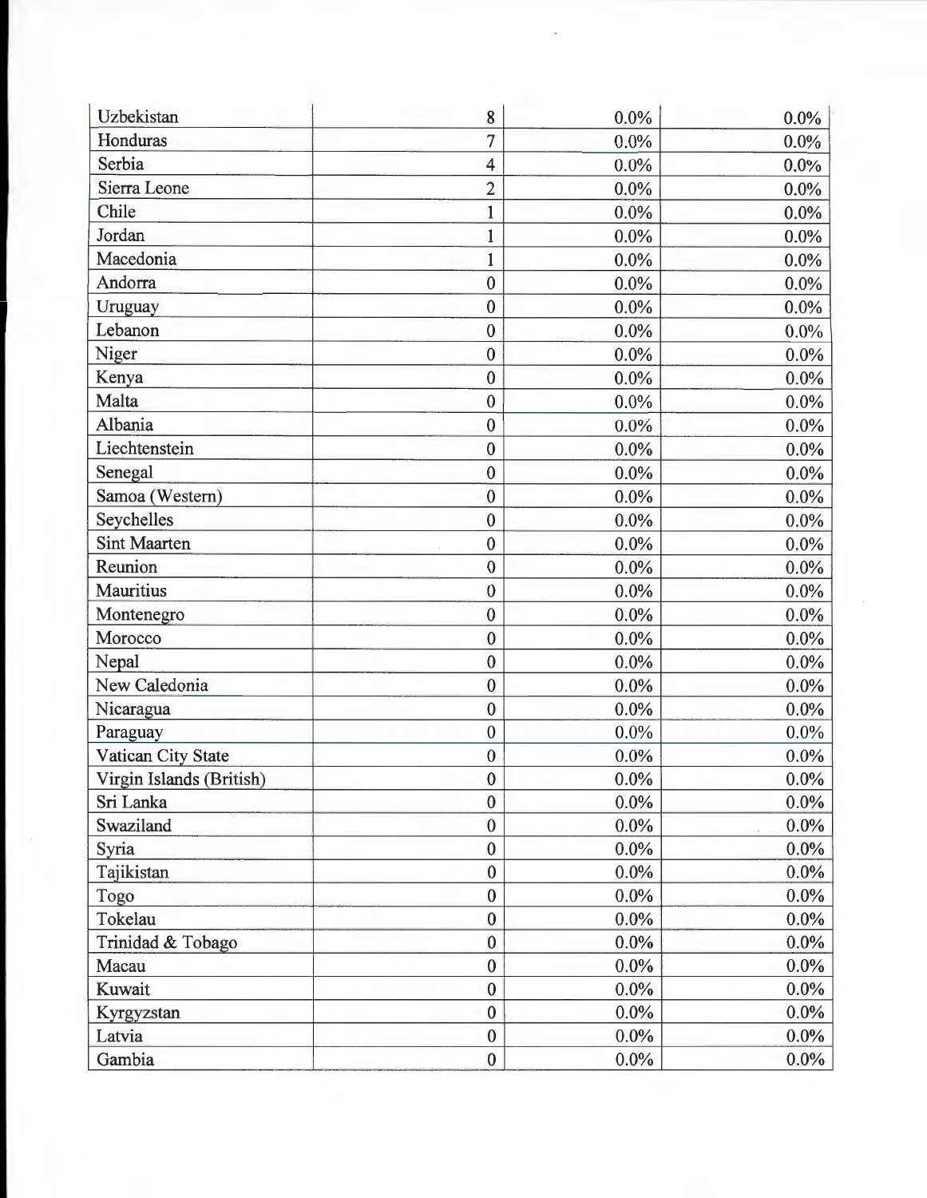| | | | |
|---|---|---|---|
| Uzbekistan | 8 | 0.0% | 0.0% |
| Honduras | 7 | 0.0% | 0.0% |
| Serbia | 4 | 0.0% | 0.0% |
| Sierra Leone | 2 | 0.0% | 0.0% |
| Chile | 1 | 0.0% | 0.0% |
| Jordan | 1 | 0.0% | 0.0% |
| Macedonia | 1 | 0.0% | 0.0% |
| Andorra | 0 | 0.0% | 0.0% |
| Uruguay | 0 | 0.0% | 0.0% |
| Lebanon | 0 | 0.0% | 0.0% |
| Niger | 0 | 0.0% | 0.0% |
| Kenya | 0 | 0.0% | 0.0% |
| Malta | 0 | 0.0% | 0.0% |
| Albania | 0 | 0.0% | 0.0% |
| Liechtenstein | 0 | 0.0% | 0.0% |
| Senegal | 0 | 0.0% | 0.0% |
| Samoa (Western) | 0 | 0.0% | 0.0% |
| Seychelles | 0 | 0.0% | 0.0% |
| Sint Maarten | 0 | 0.0% | 0.0% |
| Reunion | 0 | 0.0% | 0.0% |
| Mauritius | 0 | 0.0% | 0.0% |
| Montenegro | 0 | 0.0% | 0.0% |
| Morocco | 0 | 0.0% | 0.0% |
| Nepal | 0 | 0.0% | 0.0% |
| New Caledonia | 0 | 0.0% | 0.0% |
| Nicaragua | 0 | 0.0% | 0.0% |
| Paraguay | 0 | 0.0% | 0.0% |
| Vatican City State | 0 | 0.0% | 0.0% |
| Virgin Islands (British) | 0 | 0.0% | 0.0% |
| Sri Lanka | 0 | 0.0% | 0.0% |
| Swaziland | 0 | 0.0% | 0.0% |
| Syria | 0 | 0.0% | 0.0% |
| Tajikistan | 0 | 0.0% | 0.0% |
| Togo | 0 | 0.0% | 0.0% |
| Tokelau | 0 | 0.0% | 0.0% |
| Trinidad & Tobago | 0 | 0.0% | 0.0% |
| Macau | 0 | 0.0% | 0.0% |
| Kuwait | 0 | 0.0% | 0.0% |
| Kyrgyzstan | 0 | 0.0% | 0.0% |
| Latvia | 0 | 0.0% | 0.0% |
| Gambia | 0 | 0.0% | 0.0% |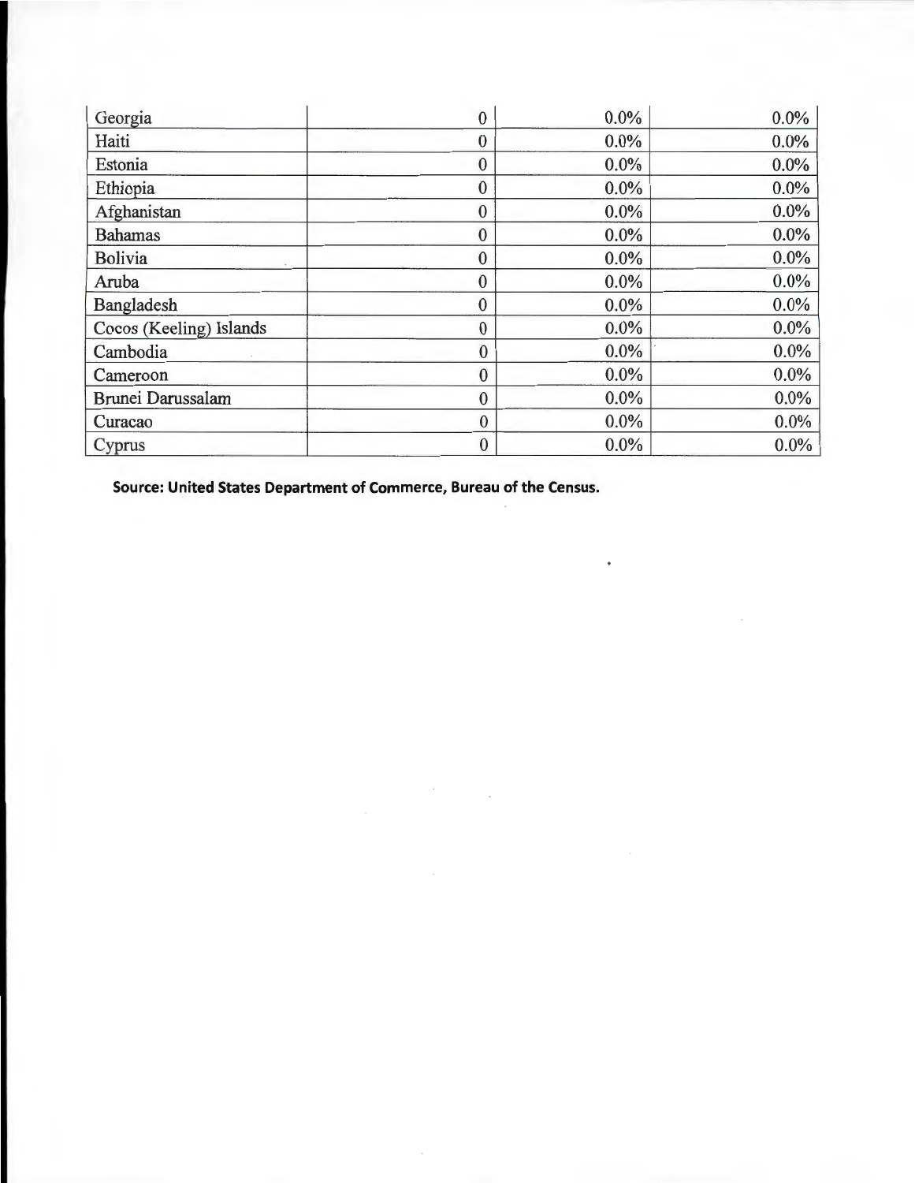| | | | |
|---|---|---|---|
| Georgia | 0 | 0.0% | 0.0% |
| Haiti | 0 | 0.0% | 0.0% |
| Estonia | 0 | 0.0% | 0.0% |
| Ethiopia | 0 | 0.0% | 0.0% |
| Afghanistan | 0 | 0.0% | 0.0% |
| Bahamas | 0 | 0.0% | 0.0% |
| Bolivia | 0 | 0.0% | 0.0% |
| Aruba | 0 | 0.0% | 0.0% |
| Bangladesh | 0 | 0.0% | 0.0% |
| Cocos (Keeling) Islands | 0 | 0.0% | 0.0% |
| Cambodia | 0 | 0.0% | 0.0% |
| Cameroon | 0 | 0.0% | 0.0% |
| Brunei Darussalam | 0 | 0.0% | 0.0% |
| Curacao | 0 | 0.0% | 0.0% |
| Cyprus | 0 | 0.0% | 0.0% |

**Source: United States Department of Commerce, Bureau of the Census.**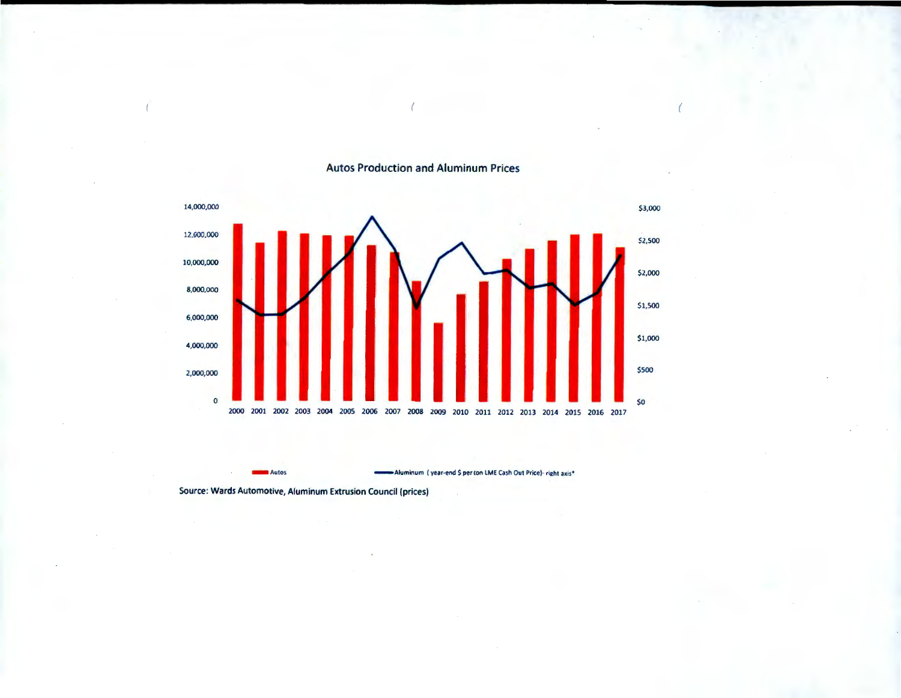Autos Production and Aluminum Prices

14,000,000
12,000,000
10,000,000
8,000,000
6,000,000
4,000,000
2,000,000
0

$3,000
$2,500
$2,000
$1,500
$1,000
$500
$0

2000 2001 2002 2003 2004 2005 2006 2007 2008 2009 2010 2011 2012 2013 2014 2015 2016 2017

Autos — Aluminum (year-end $ per ton LME Cash Out Price)- right axis*

Source: Wards Automotive, Aluminum Extrusion Council (prices)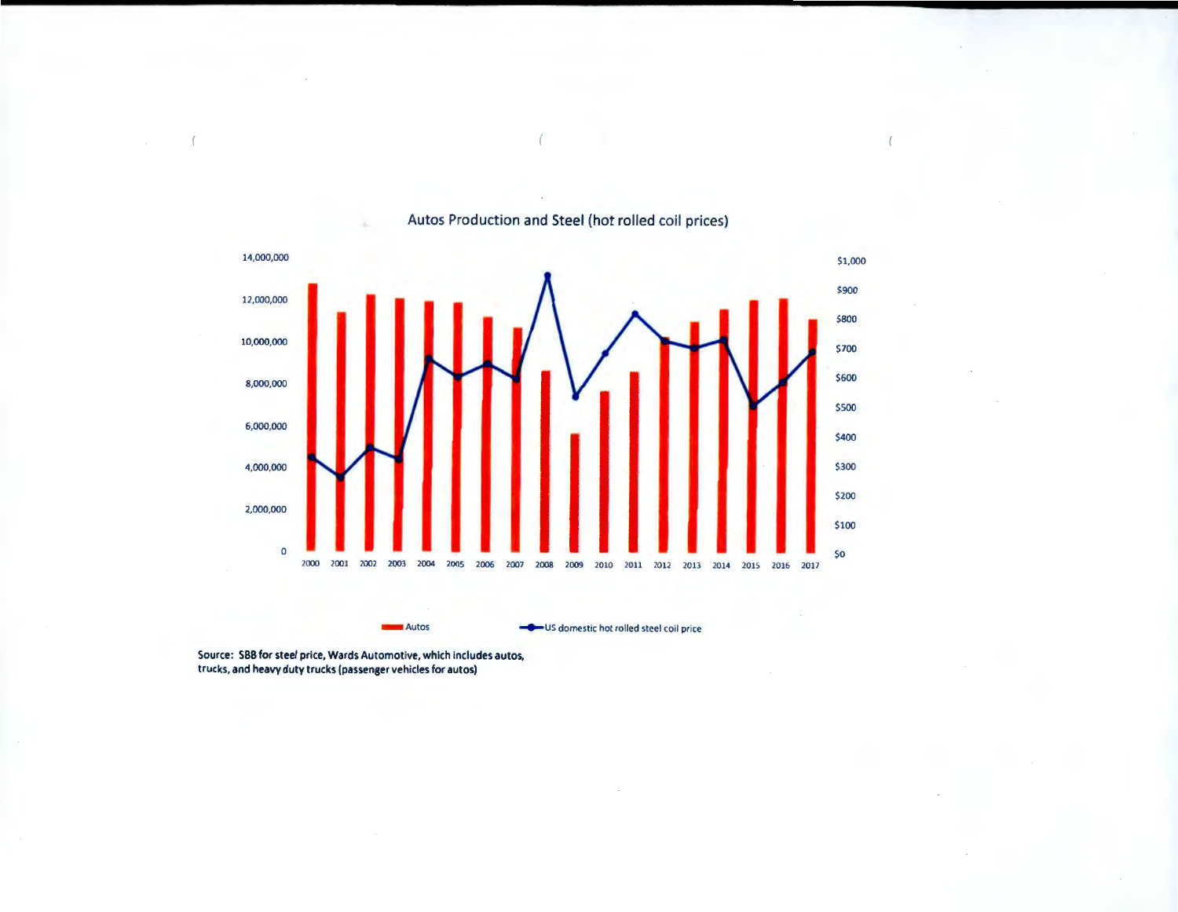Autos Production and Steel (hot rolled coil prices)

Autos — US domestic hot rolled steel coil price

Source: SBB for steel price, Wards Automotive, which includes autos, trucks, and heavy duty trucks (passenger vehicles for autos)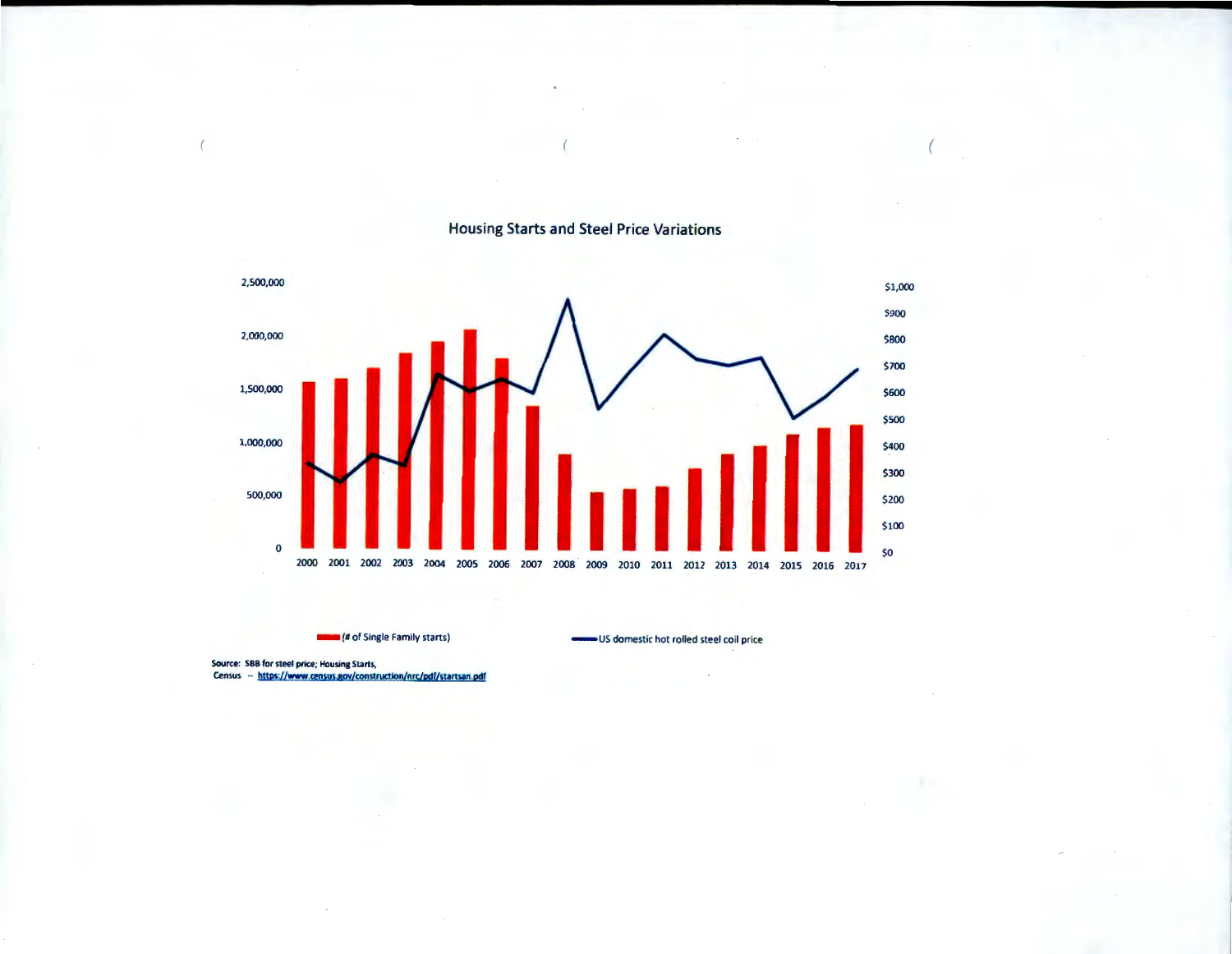## Housing Starts and Steel Price Variations

2,500,000
2,000,000
1,500,000
1,000,000
500,000
0

$1,000
$900
$800
$700
$600
$500
$400
$300
$200
$100
$0

2000 2001 2002 2003 2004 2005 2006 2007 2008 2009 2010 2011 2012 2013 2014 2015 2016 2017

(# of Single Family starts)

US domestic hot rolled steel coil price

Source: SBB for steel price; Housing Starts,
Census -- https://www.census.gov/construction/nrc/pdf/startsan.pdf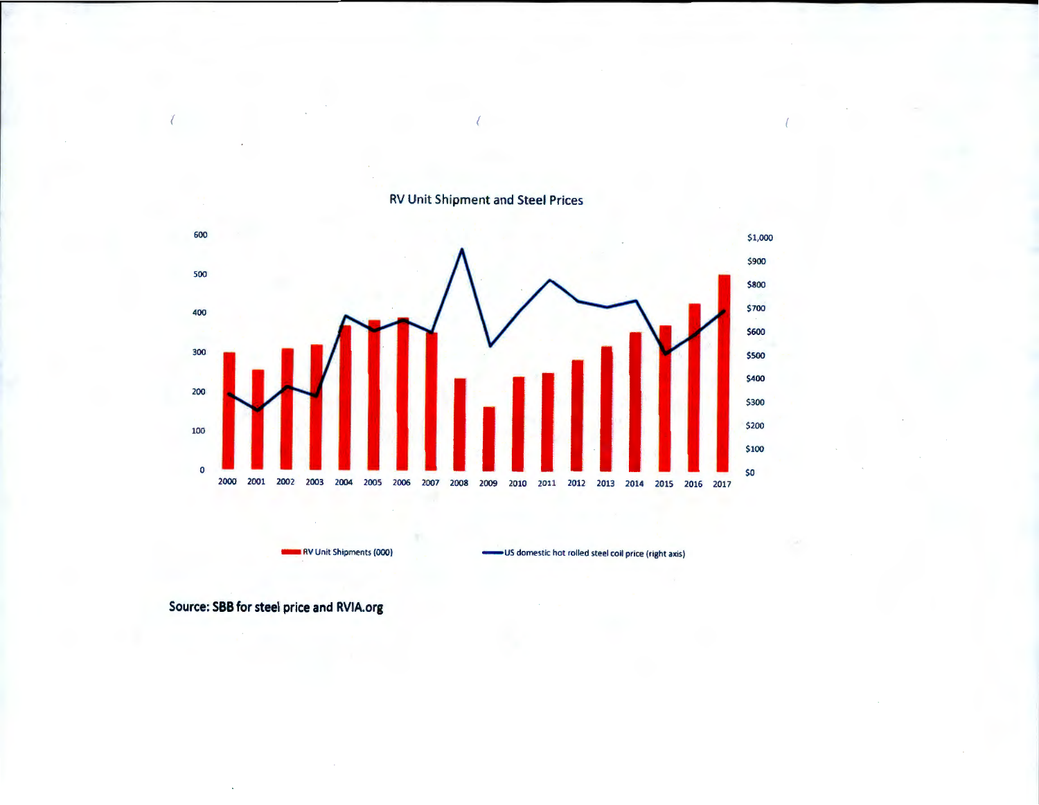RV Unit Shipment and Steel Prices

Source: SBB for steel price and RVIA.org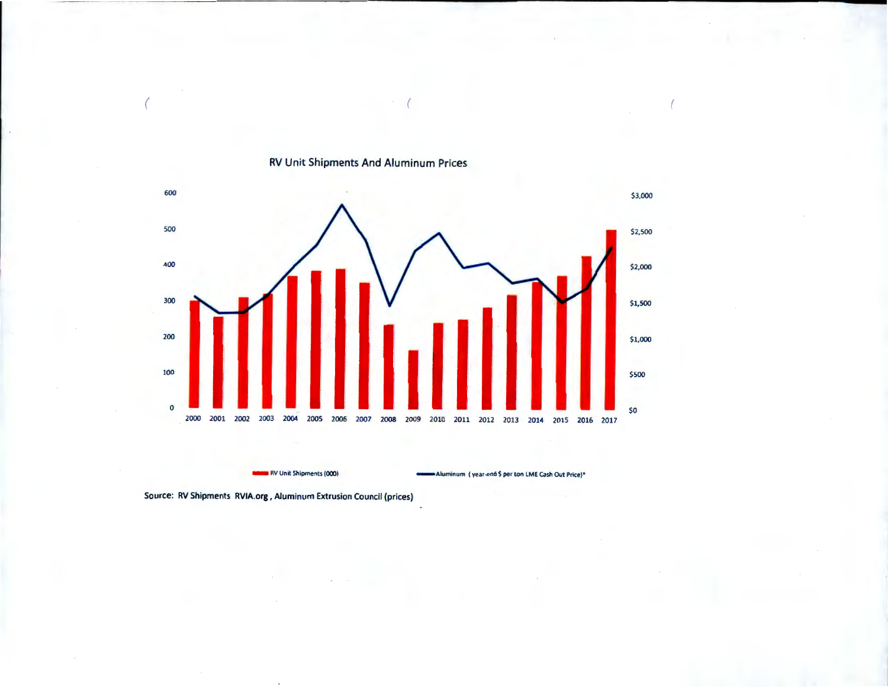RV Unit Shipments And Aluminum Prices

600
500
400
300
200
100
0

$3,000
$2,500
$2,000
$1,500
$1,000
$500
$0

2000 2001 2002 2003 2004 2005 2006 2007 2008 2009 2010 2011 2012 2013 2014 2015 2016 2017

RV Unit Shipments (000)

Aluminum ( year-end $ per ton LME Cash Out Price)*

Source: RV Shipments RVIA.org , Aluminum Extrusion Council (prices)